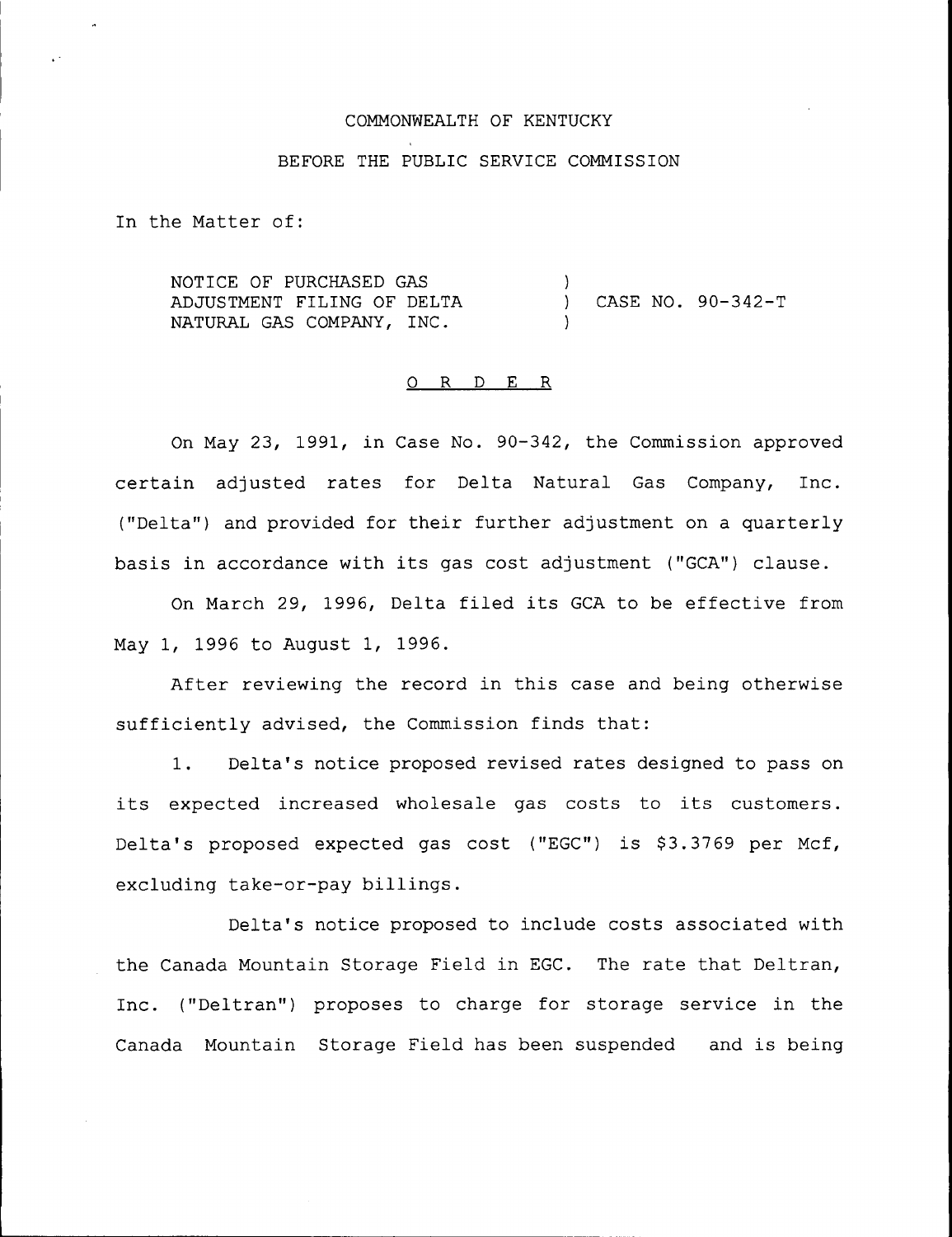COMMONWEALTH OF KENTUCKY

BEFORE THE PUBLIC SERVICE COMMISSION

In the Matter of:

| | | |
|---|---|---|
| NOTICE OF PURCHASED GAS ADJUSTMENT FILING OF DELTA NATURAL GAS COMPANY, INC. | ) ) ) | CASE NO. 90-342-T |

O R D E R

On May 23, 1991, in Case No. 90-342, the Commission approved certain adjusted rates for Delta Natural Gas Company, Inc. ("Delta") and provided for their further adjustment on a quarterly basis in accordance with its gas cost adjustment ("GCA") clause.

On March 29, 1996, Delta filed its GCA to be effective from May 1, 1996 to August 1, 1996.

After reviewing the record in this case and being otherwise sufficiently advised, the Commission finds that:

1. Delta's notice proposed revised rates designed to pass on its expected increased wholesale gas costs to its customers. Delta's proposed expected gas cost ("EGC") is $3.3769 per Mcf, excluding take-or-pay billings.

Delta's notice proposed to include costs associated with the Canada Mountain Storage Field in EGC. The rate that Deltran, Inc. ("Deltran") proposes to charge for storage service in the Canada Mountain Storage Field has been suspended and is being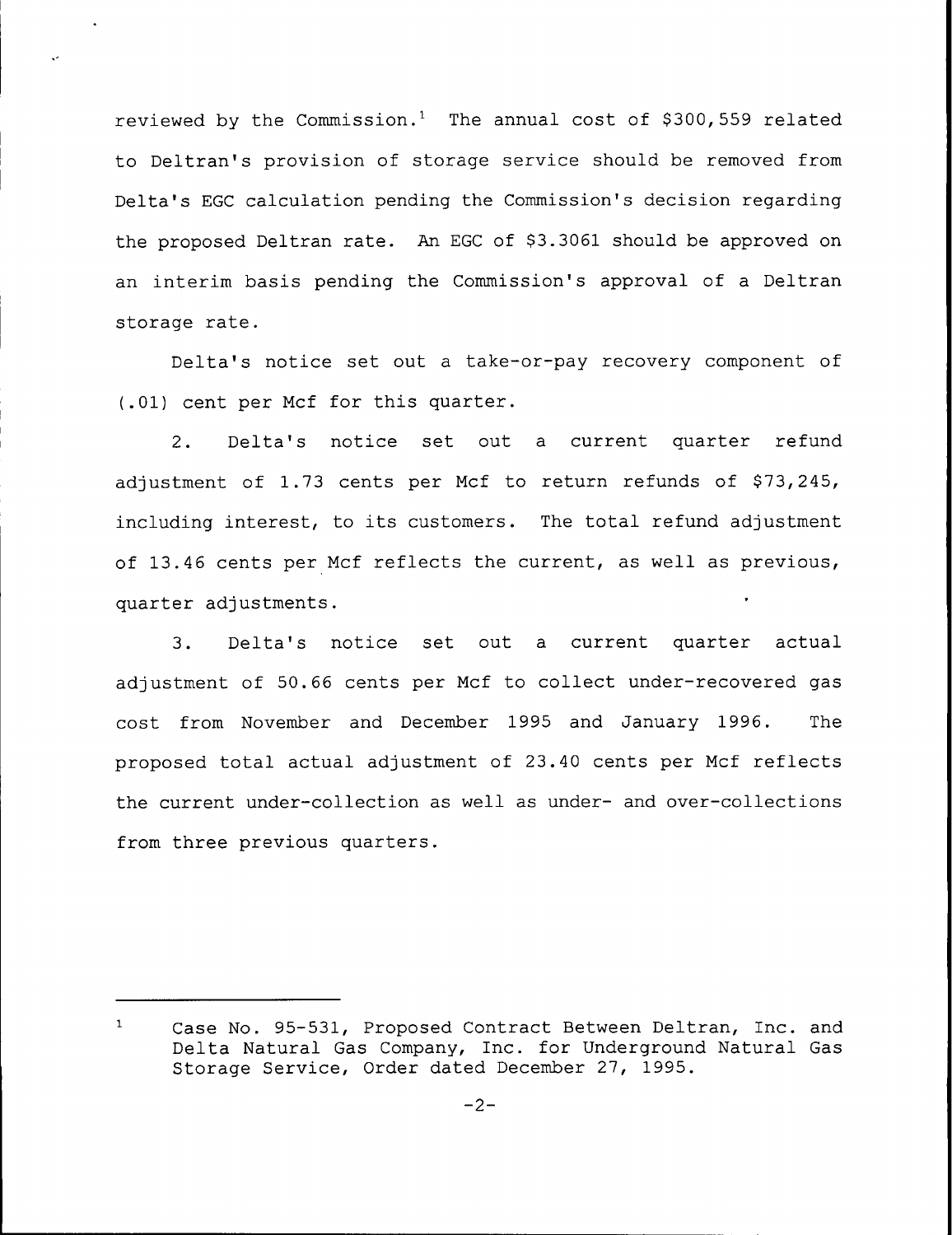reviewed by the Commission.[1] The annual cost of $300,559 related to Deltran's provision of storage service should be removed from Delta's EGC calculation pending the Commission's decision regarding the proposed Deltran rate. An EGC of $3.3061 should be approved on an interim basis pending the Commission's approval of a Deltran storage rate.

Delta's notice set out a take-or-pay recovery component of (.01) cent per Mcf for this quarter.

2. Delta's notice set out a current quarter refund adjustment of 1.73 cents per Mcf to return refunds of $73,245, including interest, to its customers. The total refund adjustment of 13.46 cents per Mcf reflects the current, as well as previous, quarter adjustments.

3. Delta's notice set out a current quarter actual adjustment of 50.66 cents per Mcf to collect under-recovered gas cost from November and December 1995 and January 1996. The proposed total actual adjustment of 23.40 cents per Mcf reflects the current under-collection as well as under- and over-collections from three previous quarters.

---

[1] Case No. 95-531, Proposed Contract Between Deltran, Inc. and Delta Natural Gas Company, Inc. for Underground Natural Gas Storage Service, Order dated December 27, 1995.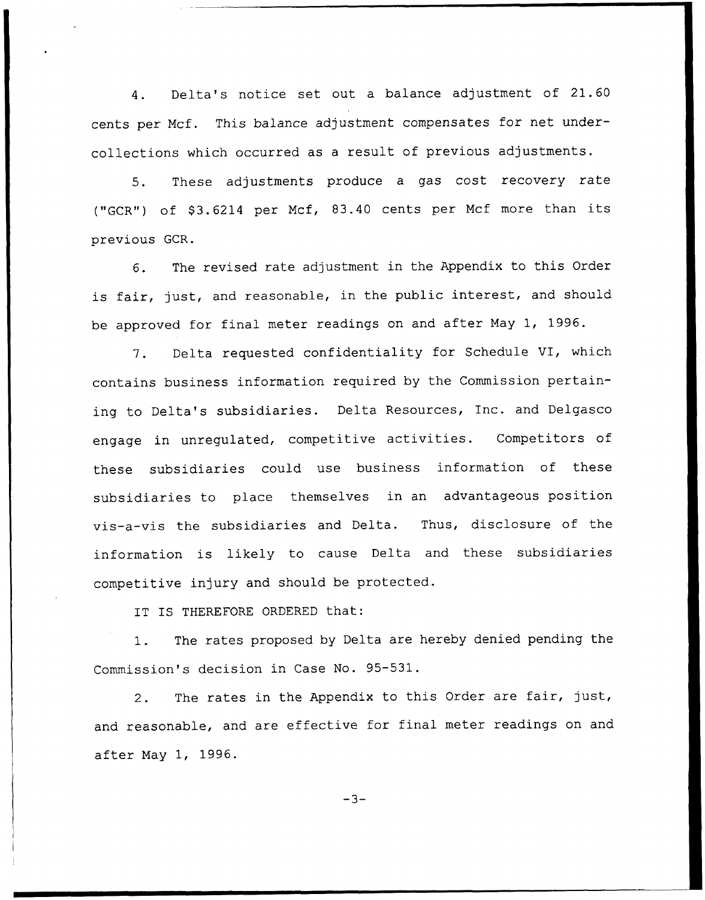4. Delta's notice set out a balance adjustment of 21.60 cents per Mcf. This balance adjustment compensates for net under-collections which occurred as a result of previous adjustments.

5. These adjustments produce a gas cost recovery rate ("GCR") of $3.6214 per Mcf, 83.40 cents per Mcf more than its previous GCR.

6. The revised rate adjustment in the Appendix to this Order is fair, just, and reasonable, in the public interest, and should be approved for final meter readings on and after May 1, 1996.

7. Delta requested confidentiality for Schedule VI, which contains business information required by the Commission pertaining to Delta's subsidiaries. Delta Resources, Inc. and Delgasco engage in unregulated, competitive activities. Competitors of these subsidiaries could use business information of these subsidiaries to place themselves in an advantageous position vis-a-vis the subsidiaries and Delta. Thus, disclosure of the information is likely to cause Delta and these subsidiaries competitive injury and should be protected.

IT IS THEREFORE ORDERED that:

1. The rates proposed by Delta are hereby denied pending the Commission's decision in Case No. 95-531.

2. The rates in the Appendix to this Order are fair, just, and reasonable, and are effective for final meter readings on and after May 1, 1996.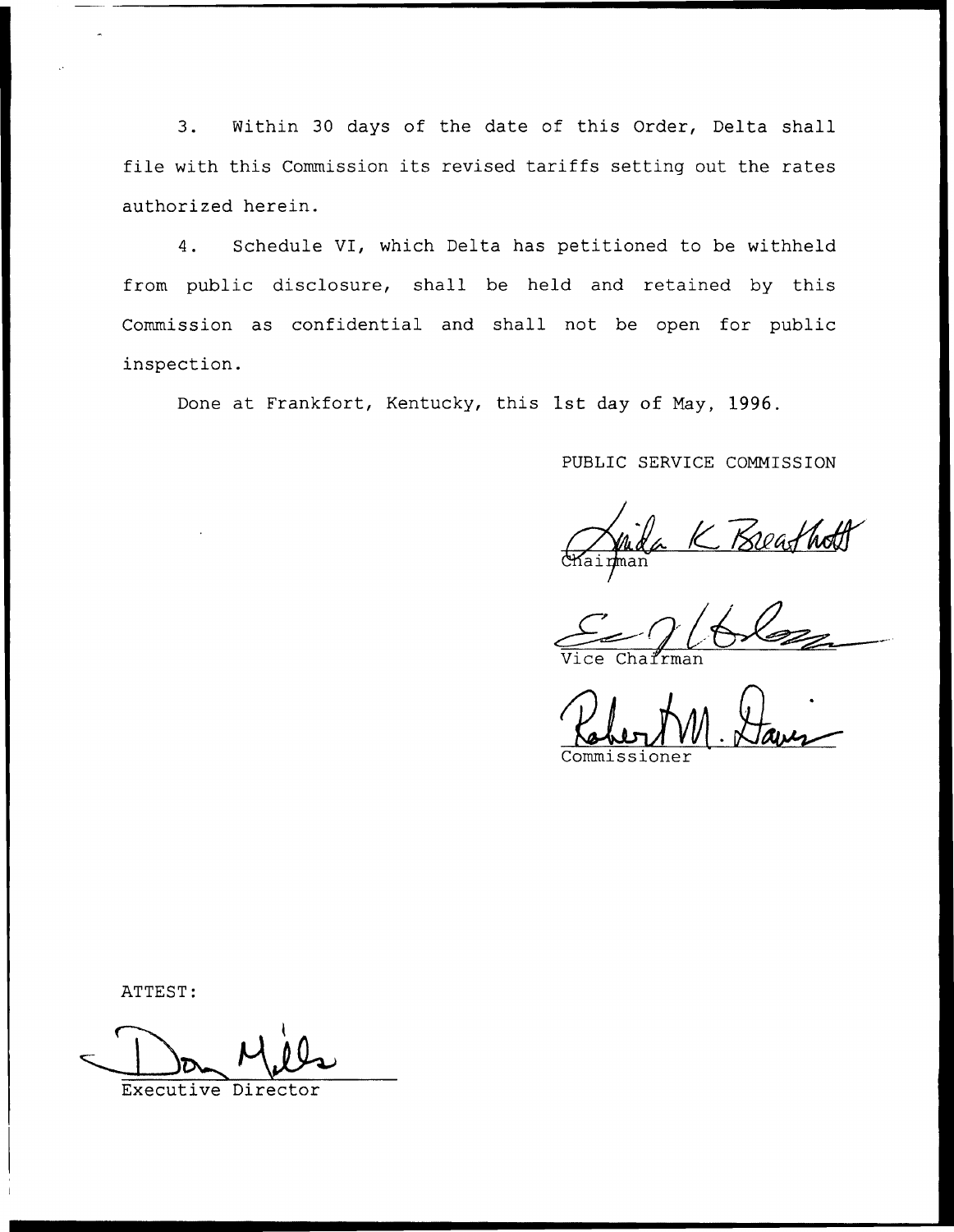3. Within 30 days of the date of this Order, Delta shall file with this Commission its revised tariffs setting out the rates authorized herein.

4. Schedule VI, which Delta has petitioned to be withheld from public disclosure, shall be held and retained by this Commission as confidential and shall not be open for public inspection.

Done at Frankfort, Kentucky, this 1st day of May, 1996.

PUBLIC SERVICE COMMISSION

Chairman

Vice Chairman

Commissioner

ATTEST:

Executive Director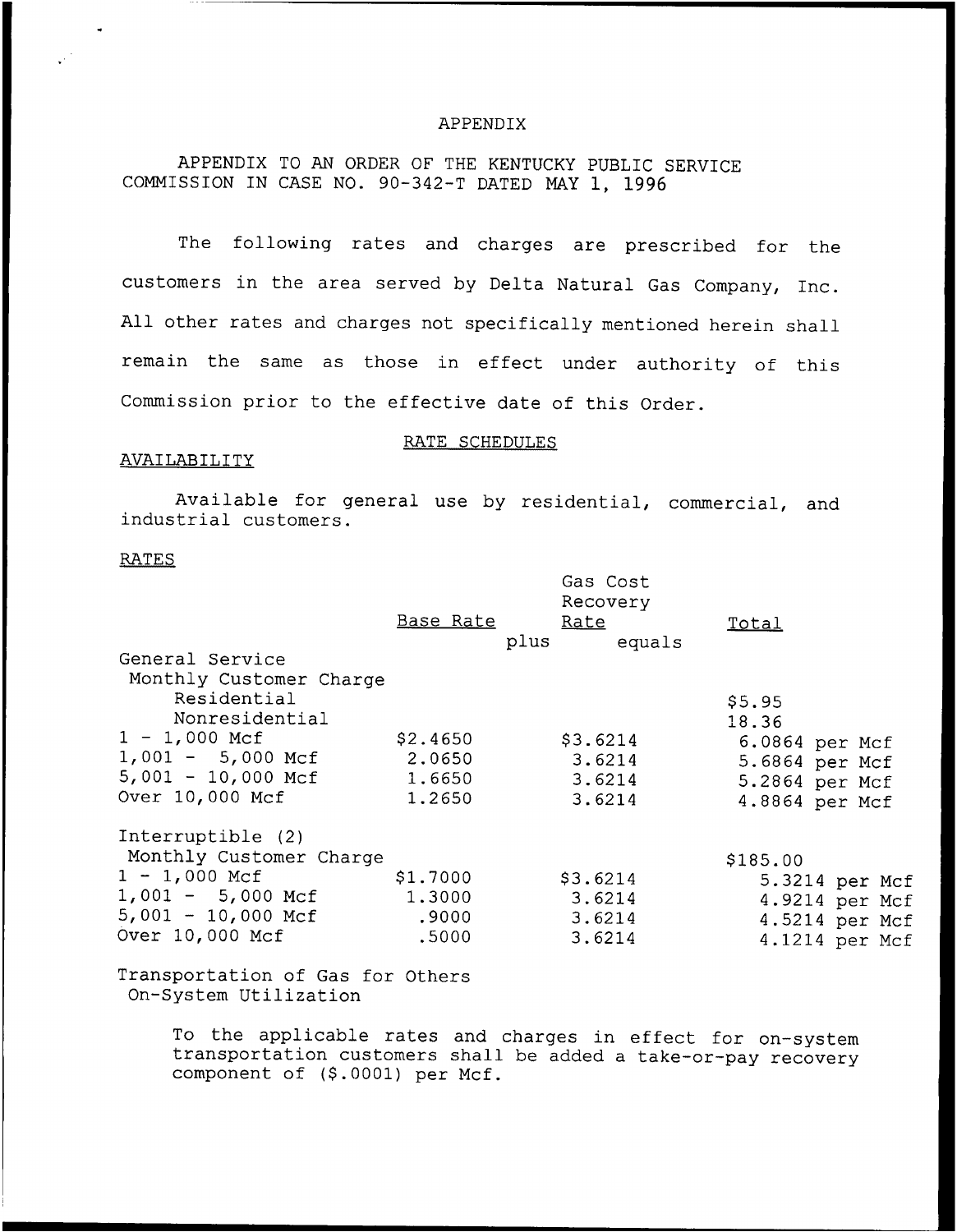# APPENDIX

APPENDIX TO AN ORDER OF THE KENTUCKY PUBLIC SERVICE COMMISSION IN CASE NO. 90-342-T DATED MAY 1, 1996

The following rates and charges are prescribed for the customers in the area served by Delta Natural Gas Company, Inc. All other rates and charges not specifically mentioned herein shall remain the same as those in effect under authority of this Commission prior to the effective date of this Order.

## RATE SCHEDULES

### AVAILABILITY

Available for general use by residential, commercial, and industrial customers.

### RATES

| | Base Rate | plus | Gas Cost Recovery Rate | equals | Total |
|---|---|---|---|---|---|
| General Service | | | | | |
| Monthly Customer Charge | | | | | |
| Residential | | | | | $5.95 |
| Nonresidential | | | | | 18.36 |
| 1 - 1,000 Mcf | $2.4650 | | $3.6214 | | 6.0864 per Mcf |
| 1,001 - 5,000 Mcf | 2.0650 | | 3.6214 | | 5.6864 per Mcf |
| 5,001 - 10,000 Mcf | 1.6650 | | 3.6214 | | 5.2864 per Mcf |
| Over 10,000 Mcf | 1.2650 | | 3.6214 | | 4.8864 per Mcf |
| Interruptible (2) | | | | | |
| Monthly Customer Charge | | | | | $185.00 |
| 1 - 1,000 Mcf | $1.7000 | | $3.6214 | | 5.3214 per Mcf |
| 1,001 - 5,000 Mcf | 1.3000 | | 3.6214 | | 4.9214 per Mcf |
| 5,001 - 10,000 Mcf | .9000 | | 3.6214 | | 4.5214 per Mcf |
| Over 10,000 Mcf | .5000 | | 3.6214 | | 4.1214 per Mcf |

Transportation of Gas for Others
On-System Utilization

To the applicable rates and charges in effect for on-system transportation customers shall be added a take-or-pay recovery component of ($.0001) per Mcf.